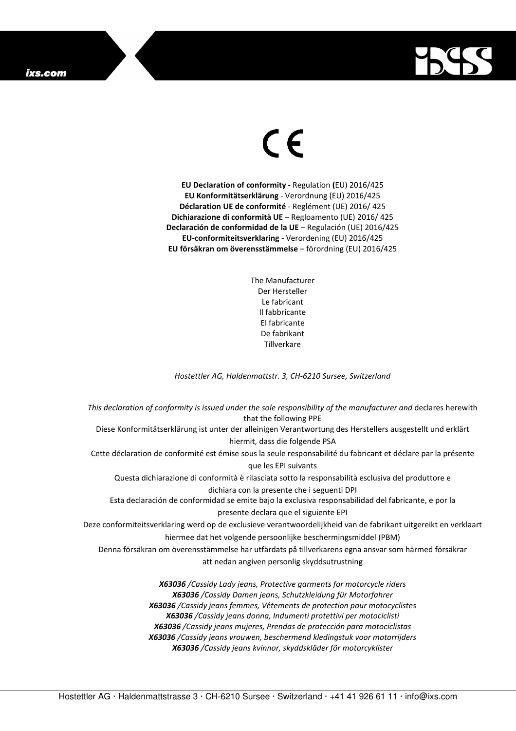ixs.com

CE

**EU Declaration of conformity -** Regulation **(**EU) 2016/425
**EU Konformitätserklärung** - Verordnung (EU) 2016/425
**Déclaration UE de conformité** - Reglément (UE) 2016/ 425
**Dichiarazione di conformità UE** – Regloamento (UE) 2016/ 425
**Declaración de conformidad de la UE** – Regulación (UE) 2016/425
**EU-conformiteitsverklaring** - Verordening (EU) 2016/425
**EU försäkran om överensstämmelse** – förordning (EU) 2016/425

The Manufacturer
Der Hersteller
Le fabricant
Il fabbricante
El fabricante
De fabrikant
Tillverkare

*Hostettler AG, Haldenmattstr. 3, CH-6210 Sursee, Switzerland*

*This declaration of conformity is issued under the sole responsibility of the manufacturer and* declares herewith that the following PPE
Diese Konformitätserklärung ist unter der alleinigen Verantwortung des Herstellers ausgestellt und erklärt hiermit, dass die folgende PSA
Cette déclaration de conformité est émise sous la seule responsabilité du fabricant et déclare par la présente que les EPI suivants
Questa dichiarazione di conformità è rilasciata sotto la responsabilità esclusiva del produttore e dichiara con la presente che i seguenti DPI
Esta declaración de conformidad se emite bajo la exclusiva responsabilidad del fabricante, e por la presente declara que el siguiente EPI
Deze conformiteitsverklaring werd op de exclusieve verantwoordelijkheid van de fabrikant uitgereikt en verklaart hiermee dat het volgende persoonlijke beschermingsmiddel (PBM)
Denna försäkran om överensstämmelse har utfärdats på tillverkarens egna ansvar som härmed försäkrar att nedan angiven personlig skyddsutrustning

***X63036*** */Cassidy Lady jeans, Protective garments for motorcycle riders*
***X63036*** */Cassidy Damen jeans, Schutzkleidung für Motorfahrer*
***X63036*** */Cassidy jeans femmes, Vêtements de protection pour motocyclistes*
***X63036*** */Cassidy jeans donna, Indumenti protettivi per motociclisti*
***X63036*** */Cassidy jeans mujeres, Prendas de protección para motociclistas*
***X63036*** */Cassidy jeans vrouwen, beschermend kledingstuk voor motorrijders*
***X63036*** */Cassidy jeans kvinnor, skyddskläder för motorcyklister*

Hostettler AG · Haldenmattstrasse 3 · CH-6210 Sursee · Switzerland · +41 41 926 61 11 · info@ixs.com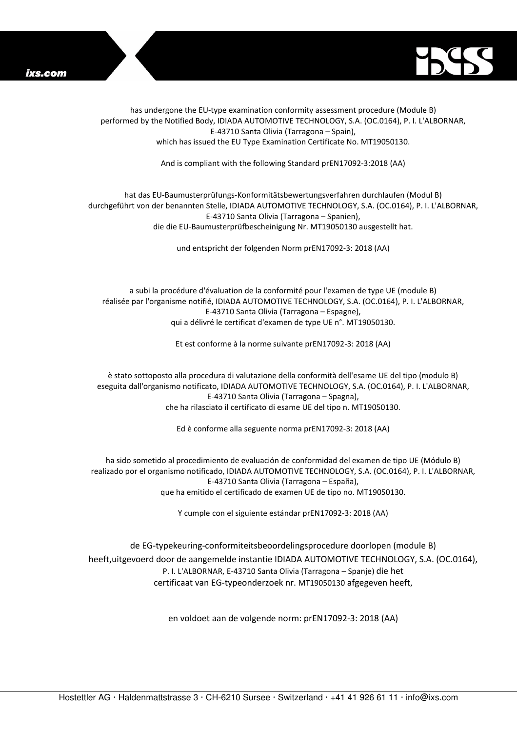has undergone the EU-type examination conformity assessment procedure (Module B) performed by the Notified Body, IDIADA AUTOMOTIVE TECHNOLOGY, S.A. (OC.0164), P. I. L'ALBORNAR, E-43710 Santa Olivia (Tarragona – Spain), which has issued the EU Type Examination Certificate No. MT19050130.

And is compliant with the following Standard prEN17092-3:2018 (AA)

hat das EU-Baumusterprüfungs-Konformitätsbewertungsverfahren durchlaufen (Modul B) durchgeführt von der benannten Stelle, IDIADA AUTOMOTIVE TECHNOLOGY, S.A. (OC.0164), P. I. L'ALBORNAR, E-43710 Santa Olivia (Tarragona – Spanien), die die EU-Baumusterprüfbescheinigung Nr. MT19050130 ausgestellt hat.

und entspricht der folgenden Norm prEN17092-3: 2018 (AA)

a subi la procédure d'évaluation de la conformité pour l'examen de type UE (module B) réalisée par l'organisme notifié, IDIADA AUTOMOTIVE TECHNOLOGY, S.A. (OC.0164), P. I. L'ALBORNAR, E-43710 Santa Olivia (Tarragona – Espagne), qui a délivré le certificat d'examen de type UE n°. MT19050130.

Et est conforme à la norme suivante prEN17092-3: 2018 (AA)

è stato sottoposto alla procedura di valutazione della conformità dell'esame UE del tipo (modulo B) eseguita dall'organismo notificato, IDIADA AUTOMOTIVE TECHNOLOGY, S.A. (OC.0164), P. I. L'ALBORNAR, E-43710 Santa Olivia (Tarragona – Spagna), che ha rilasciato il certificato di esame UE del tipo n. MT19050130.

Ed è conforme alla seguente norma prEN17092-3: 2018 (AA)

ha sido sometido al procedimiento de evaluación de conformidad del examen de tipo UE (Módulo B) realizado por el organismo notificado, IDIADA AUTOMOTIVE TECHNOLOGY, S.A. (OC.0164), P. I. L'ALBORNAR, E-43710 Santa Olivia (Tarragona – España), que ha emitido el certificado de examen UE de tipo no. MT19050130.

Y cumple con el siguiente estándar prEN17092-3: 2018 (AA)

de EG-typekeuring-conformiteitsbeoordelingsprocedure doorlopen (module B) heeft,uitgevoerd door de aangemelde instantie IDIADA AUTOMOTIVE TECHNOLOGY, S.A. (OC.0164), P. I. L'ALBORNAR, E-43710 Santa Olivia (Tarragona – Spanje) die het certificaat van EG-typeonderzoek nr. MT19050130 afgegeven heeft,

en voldoet aan de volgende norm: prEN17092-3: 2018 (AA)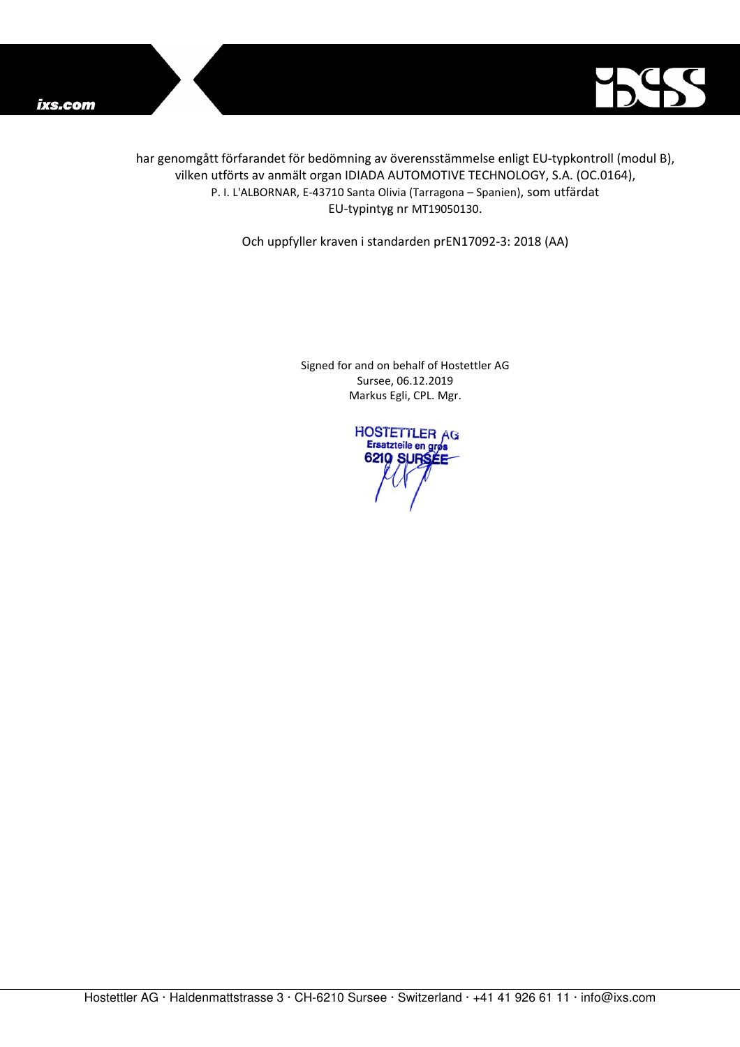har genomgått förfarandet för bedömning av överensstämmelse enligt EU-typkontroll (modul B), vilken utförts av anmält organ IDIADA AUTOMOTIVE TECHNOLOGY, S.A. (OC.0164), P. I. L'ALBORNAR, E-43710 Santa Olivia (Tarragona – Spanien), som utfärdat EU-typintyg nr MT19050130.

Och uppfyller kraven i standarden prEN17092-3: 2018 (AA)

Signed for and on behalf of Hostettler AG
Sursee, 06.12.2019
Markus Egli, CPL. Mgr.

HOSTETTLER AG
Ersatzteile en gros
6210 SURSEE